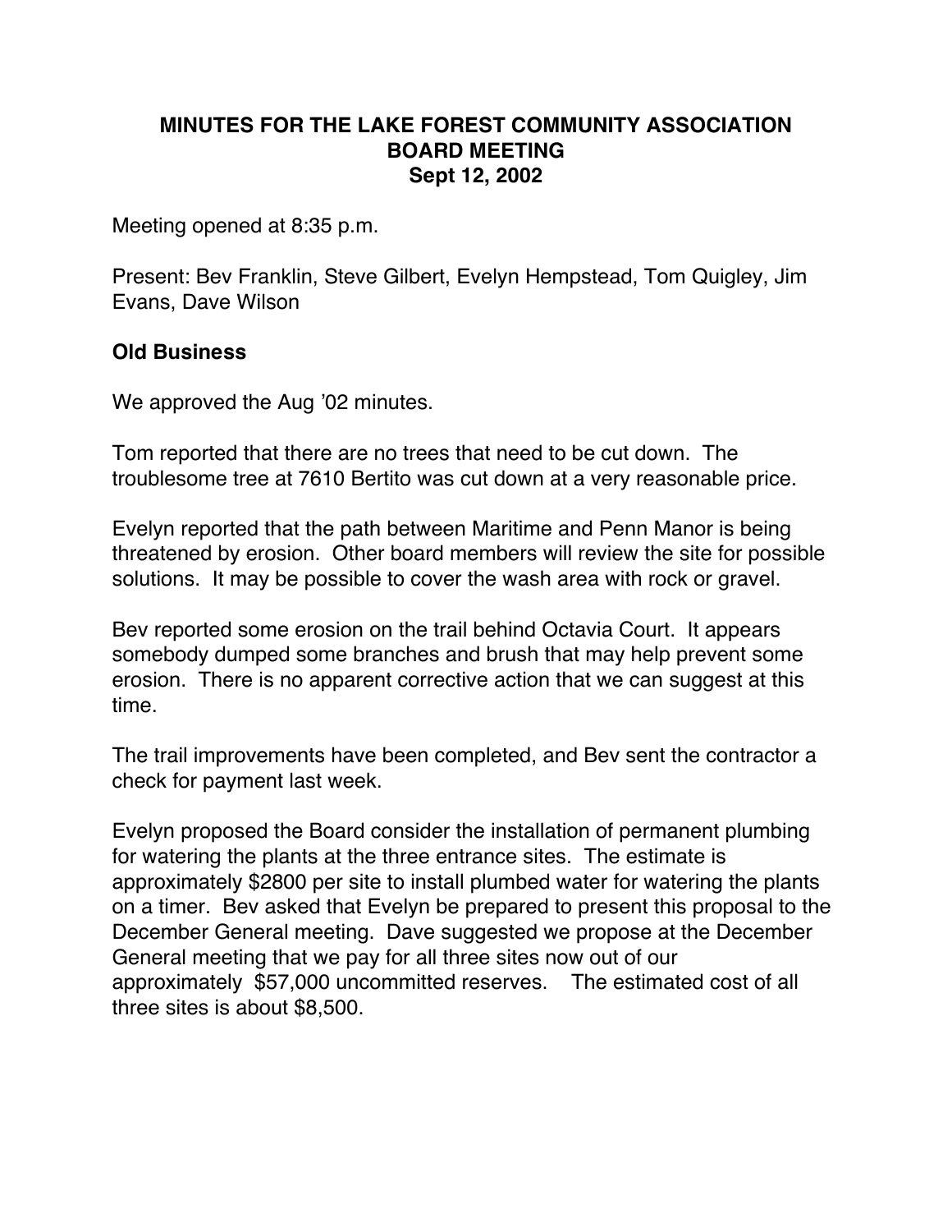# MINUTES FOR THE LAKE FOREST COMMUNITY ASSOCIATION BOARD MEETING
## Sept 12, 2002

Meeting opened at 8:35 p.m.

Present: Bev Franklin, Steve Gilbert, Evelyn Hempstead, Tom Quigley, Jim Evans, Dave Wilson

### Old Business

We approved the Aug '02 minutes.

Tom reported that there are no trees that need to be cut down. The troublesome tree at 7610 Bertito was cut down at a very reasonable price.

Evelyn reported that the path between Maritime and Penn Manor is being threatened by erosion. Other board members will review the site for possible solutions. It may be possible to cover the wash area with rock or gravel.

Bev reported some erosion on the trail behind Octavia Court. It appears somebody dumped some branches and brush that may help prevent some erosion. There is no apparent corrective action that we can suggest at this time.

The trail improvements have been completed, and Bev sent the contractor a check for payment last week.

Evelyn proposed the Board consider the installation of permanent plumbing for watering the plants at the three entrance sites. The estimate is approximately $2800 per site to install plumbed water for watering the plants on a timer. Bev asked that Evelyn be prepared to present this proposal to the December General meeting. Dave suggested we propose at the December General meeting that we pay for all three sites now out of our approximately $57,000 uncommitted reserves. The estimated cost of all three sites is about $8,500.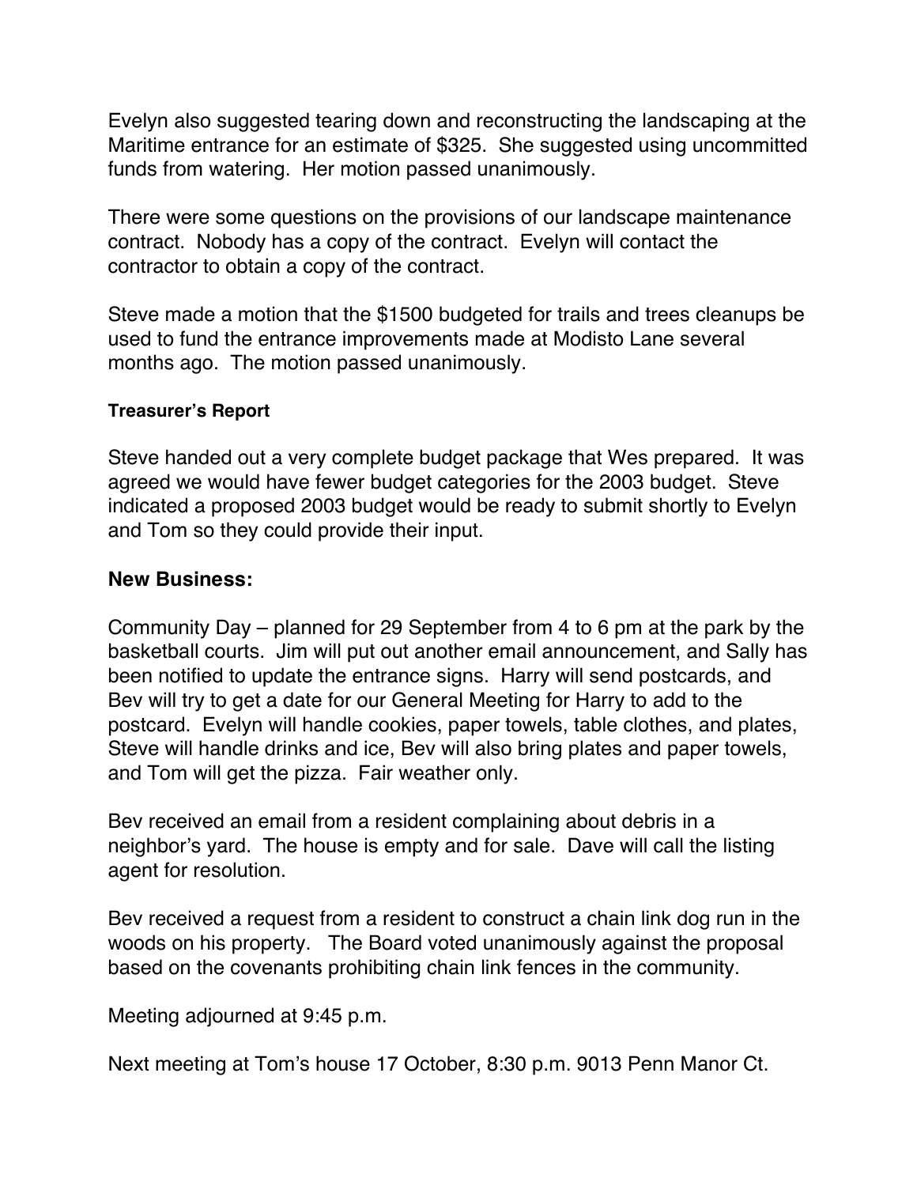Evelyn also suggested tearing down and reconstructing the landscaping at the Maritime entrance for an estimate of $325. She suggested using uncommitted funds from watering. Her motion passed unanimously.

There were some questions on the provisions of our landscape maintenance contract. Nobody has a copy of the contract. Evelyn will contact the contractor to obtain a copy of the contract.

Steve made a motion that the $1500 budgeted for trails and trees cleanups be used to fund the entrance improvements made at Modisto Lane several months ago. The motion passed unanimously.

#### Treasurer's Report

Steve handed out a very complete budget package that Wes prepared. It was agreed we would have fewer budget categories for the 2003 budget. Steve indicated a proposed 2003 budget would be ready to submit shortly to Evelyn and Tom so they could provide their input.

### New Business:

Community Day – planned for 29 September from 4 to 6 pm at the park by the basketball courts. Jim will put out another email announcement, and Sally has been notified to update the entrance signs. Harry will send postcards, and Bev will try to get a date for our General Meeting for Harry to add to the postcard. Evelyn will handle cookies, paper towels, table clothes, and plates, Steve will handle drinks and ice, Bev will also bring plates and paper towels, and Tom will get the pizza. Fair weather only.

Bev received an email from a resident complaining about debris in a neighbor's yard. The house is empty and for sale. Dave will call the listing agent for resolution.

Bev received a request from a resident to construct a chain link dog run in the woods on his property. The Board voted unanimously against the proposal based on the covenants prohibiting chain link fences in the community.

Meeting adjourned at 9:45 p.m.

Next meeting at Tom's house 17 October, 8:30 p.m. 9013 Penn Manor Ct.